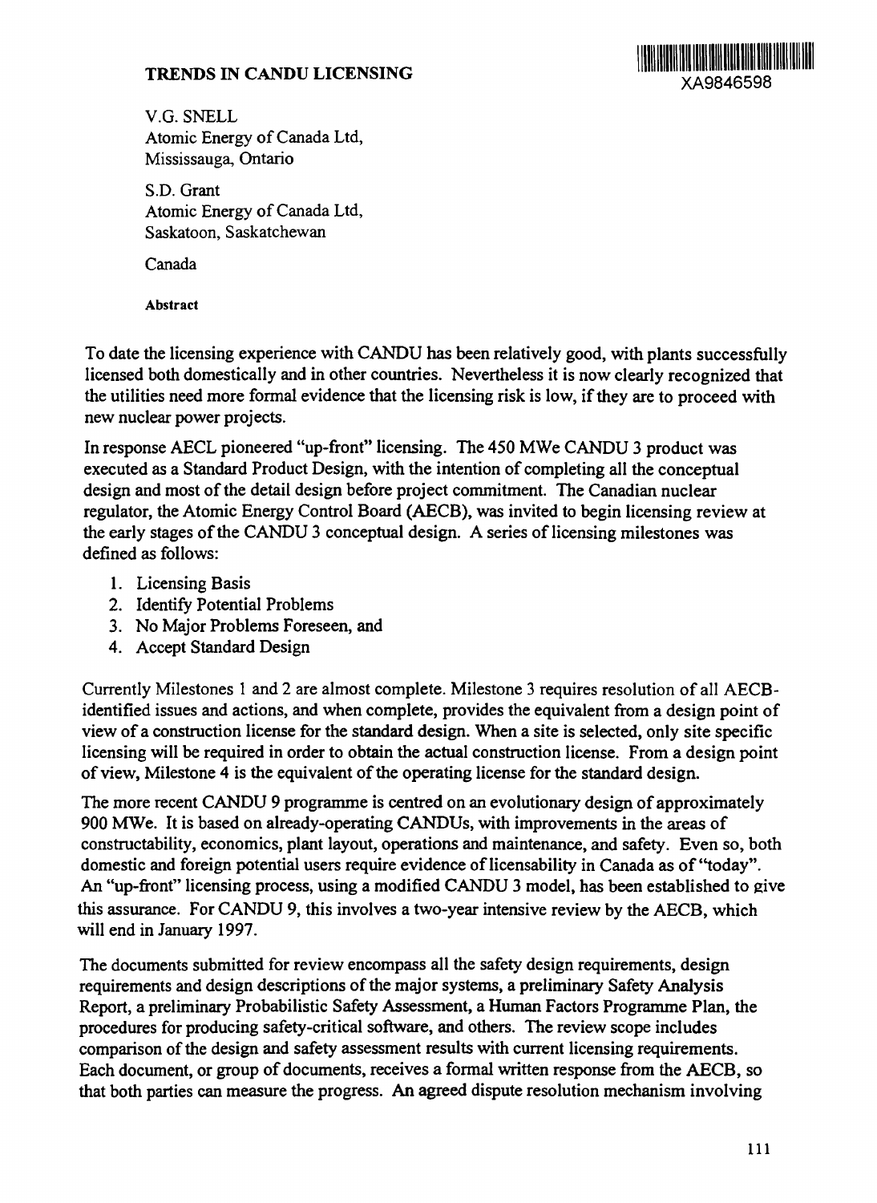# TRENDS IN CANDU LICENSING

XA9846598

V.G. SNELL
Atomic Energy of Canada Ltd,
Mississauga, Ontario

S.D. Grant
Atomic Energy of Canada Ltd,
Saskatoon, Saskatchewan

Canada

**Abstract**

To date the licensing experience with CANDU has been relatively good, with plants successfully licensed both domestically and in other countries. Nevertheless it is now clearly recognized that the utilities need more formal evidence that the licensing risk is low, if they are to proceed with new nuclear power projects.

In response AECL pioneered "up-front" licensing. The 450 MWe CANDU 3 product was executed as a Standard Product Design, with the intention of completing all the conceptual design and most of the detail design before project commitment. The Canadian nuclear regulator, the Atomic Energy Control Board (AECB), was invited to begin licensing review at the early stages of the CANDU 3 conceptual design. A series of licensing milestones was defined as follows:

1. Licensing Basis
2. Identify Potential Problems
3. No Major Problems Foreseen, and
4. Accept Standard Design

Currently Milestones 1 and 2 are almost complete. Milestone 3 requires resolution of all AECB-identified issues and actions, and when complete, provides the equivalent from a design point of view of a construction license for the standard design. When a site is selected, only site specific licensing will be required in order to obtain the actual construction license. From a design point of view, Milestone 4 is the equivalent of the operating license for the standard design.

The more recent CANDU 9 programme is centred on an evolutionary design of approximately 900 MWe. It is based on already-operating CANDUs, with improvements in the areas of constructability, economics, plant layout, operations and maintenance, and safety. Even so, both domestic and foreign potential users require evidence of licensability in Canada as of "today". An "up-front" licensing process, using a modified CANDU 3 model, has been established to give this assurance. For CANDU 9, this involves a two-year intensive review by the AECB, which will end in January 1997.

The documents submitted for review encompass all the safety design requirements, design requirements and design descriptions of the major systems, a preliminary Safety Analysis Report, a preliminary Probabilistic Safety Assessment, a Human Factors Programme Plan, the procedures for producing safety-critical software, and others. The review scope includes comparison of the design and safety assessment results with current licensing requirements. Each document, or group of documents, receives a formal written response from the AECB, so that both parties can measure the progress. An agreed dispute resolution mechanism involving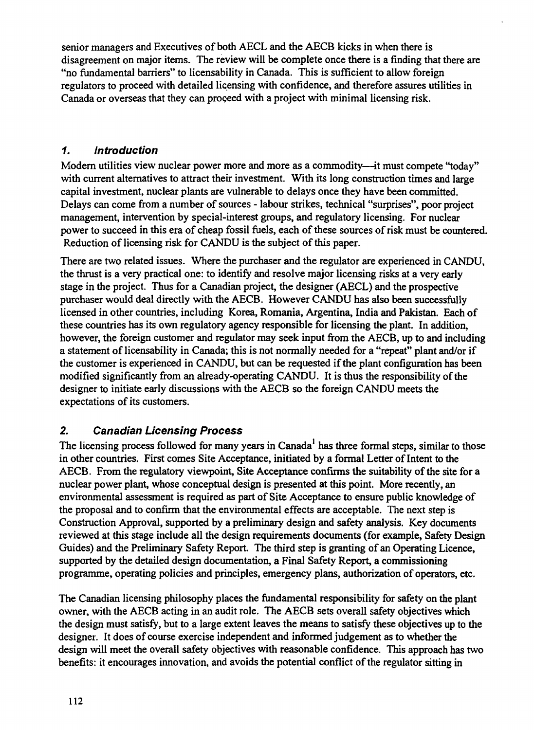senior managers and Executives of both AECL and the AECB kicks in when there is disagreement on major items. The review will be complete once there is a finding that there are "no fundamental barriers" to licensability in Canada. This is sufficient to allow foreign regulators to proceed with detailed licensing with confidence, and therefore assures utilities in Canada or overseas that they can proceed with a project with minimal licensing risk.

## *1. Introduction*

Modern utilities view nuclear power more and more as a commodity—it must compete "today" with current alternatives to attract their investment. With its long construction times and large capital investment, nuclear plants are vulnerable to delays once they have been committed. Delays can come from a number of sources - labour strikes, technical "surprises", poor project management, intervention by special-interest groups, and regulatory licensing. For nuclear power to succeed in this era of cheap fossil fuels, each of these sources of risk must be countered. Reduction of licensing risk for CANDU is the subject of this paper.

There are two related issues. Where the purchaser and the regulator are experienced in CANDU, the thrust is a very practical one: to identify and resolve major licensing risks at a very early stage in the project. Thus for a Canadian project, the designer (AECL) and the prospective purchaser would deal directly with the AECB. However CANDU has also been successfully licensed in other countries, including Korea, Romania, Argentina, India and Pakistan. Each of these countries has its own regulatory agency responsible for licensing the plant. In addition, however, the foreign customer and regulator may seek input from the AECB, up to and including a statement of licensability in Canada; this is not normally needed for a "repeat" plant and/or if the customer is experienced in CANDU, but can be requested if the plant configuration has been modified significantly from an already-operating CANDU. It is thus the responsibility of the designer to initiate early discussions with the AECB so the foreign CANDU meets the expectations of its customers.

## *2. Canadian Licensing Process*

The licensing process followed for many years in Canada[1] has three formal steps, similar to those in other countries. First comes Site Acceptance, initiated by a formal Letter of Intent to the AECB. From the regulatory viewpoint, Site Acceptance confirms the suitability of the site for a nuclear power plant, whose conceptual design is presented at this point. More recently, an environmental assessment is required as part of Site Acceptance to ensure public knowledge of the proposal and to confirm that the environmental effects are acceptable. The next step is Construction Approval, supported by a preliminary design and safety analysis. Key documents reviewed at this stage include all the design requirements documents (for example, Safety Design Guides) and the Preliminary Safety Report. The third step is granting of an Operating Licence, supported by the detailed design documentation, a Final Safety Report, a commissioning programme, operating policies and principles, emergency plans, authorization of operators, etc.

The Canadian licensing philosophy places the fundamental responsibility for safety on the plant owner, with the AECB acting in an audit role. The AECB sets overall safety objectives which the design must satisfy, but to a large extent leaves the means to satisfy these objectives up to the designer. It does of course exercise independent and informed judgement as to whether the design will meet the overall safety objectives with reasonable confidence. This approach has two benefits: it encourages innovation, and avoids the potential conflict of the regulator sitting in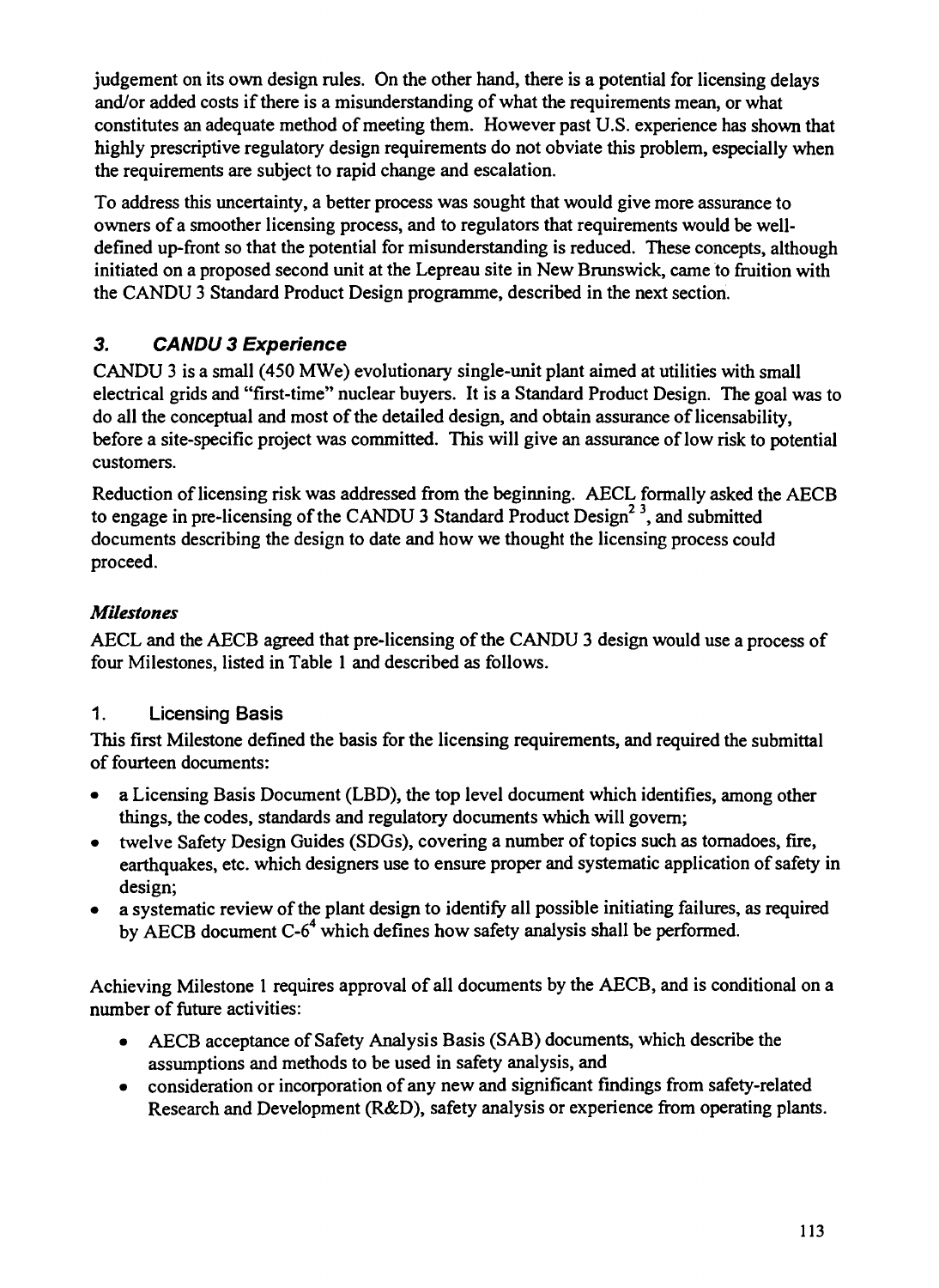judgement on its own design rules. On the other hand, there is a potential for licensing delays and/or added costs if there is a misunderstanding of what the requirements mean, or what constitutes an adequate method of meeting them. However past U.S. experience has shown that highly prescriptive regulatory design requirements do not obviate this problem, especially when the requirements are subject to rapid change and escalation.

To address this uncertainty, a better process was sought that would give more assurance to owners of a smoother licensing process, and to regulators that requirements would be well-defined up-front so that the potential for misunderstanding is reduced. These concepts, although initiated on a proposed second unit at the Lepreau site in New Brunswick, came to fruition with the CANDU 3 Standard Product Design programme, described in the next section.

## *3. CANDU 3 Experience*

CANDU 3 is a small (450 MWe) evolutionary single-unit plant aimed at utilities with small electrical grids and "first-time" nuclear buyers. It is a Standard Product Design. The goal was to do all the conceptual and most of the detailed design, and obtain assurance of licensability, before a site-specific project was committed. This will give an assurance of low risk to potential customers.

Reduction of licensing risk was addressed from the beginning. AECL formally asked the AECB to engage in pre-licensing of the CANDU 3 Standard Product Design[2 3], and submitted documents describing the design to date and how we thought the licensing process could proceed.

### *Milestones*

AECL and the AECB agreed that pre-licensing of the CANDU 3 design would use a process of four Milestones, listed in Table 1 and described as follows.

#### 1. Licensing Basis

This first Milestone defined the basis for the licensing requirements, and required the submittal of fourteen documents:

- a Licensing Basis Document (LBD), the top level document which identifies, among other things, the codes, standards and regulatory documents which will govern;
- twelve Safety Design Guides (SDGs), covering a number of topics such as tornadoes, fire, earthquakes, etc. which designers use to ensure proper and systematic application of safety in design;
- a systematic review of the plant design to identify all possible initiating failures, as required by AECB document C-6[4] which defines how safety analysis shall be performed.

Achieving Milestone 1 requires approval of all documents by the AECB, and is conditional on a number of future activities:

- AECB acceptance of Safety Analysis Basis (SAB) documents, which describe the assumptions and methods to be used in safety analysis, and
- consideration or incorporation of any new and significant findings from safety-related Research and Development (R&D), safety analysis or experience from operating plants.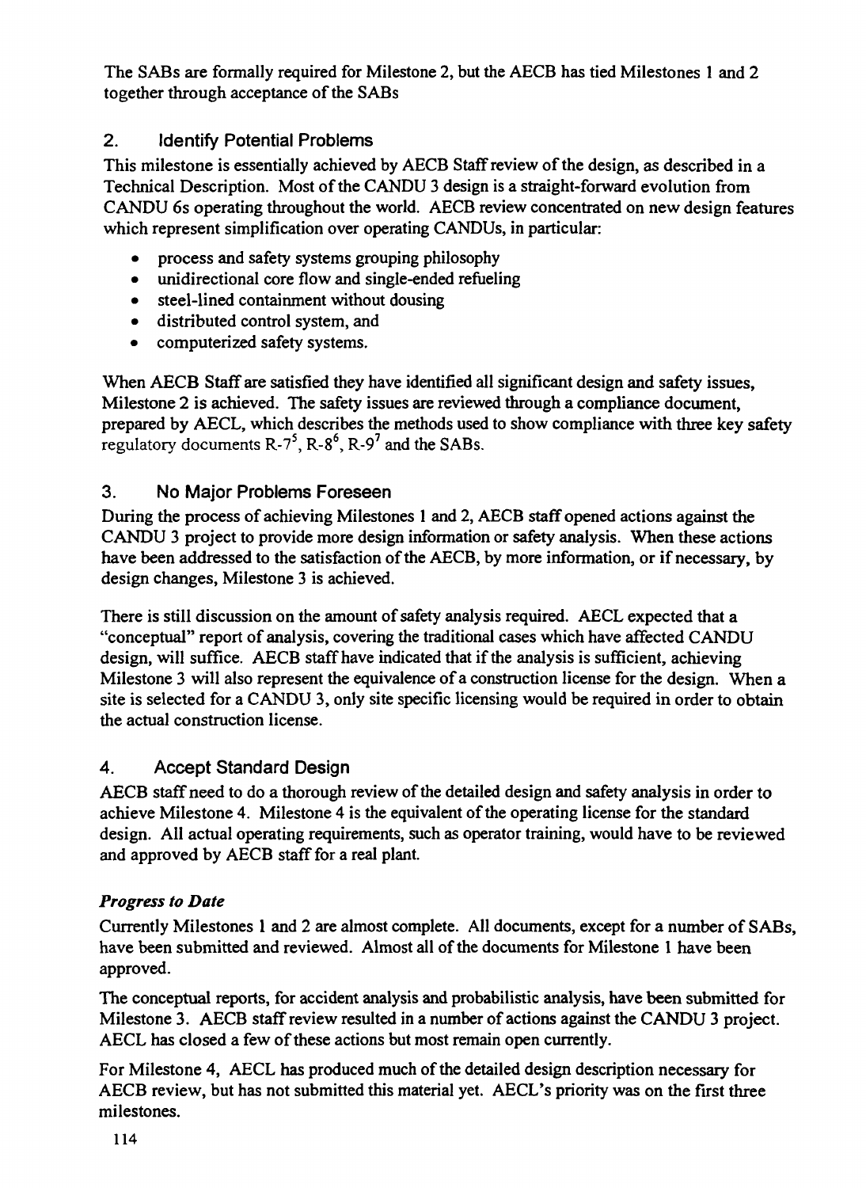The SABs are formally required for Milestone 2, but the AECB has tied Milestones 1 and 2 together through acceptance of the SABs

## 2. Identify Potential Problems

This milestone is essentially achieved by AECB Staff review of the design, as described in a Technical Description. Most of the CANDU 3 design is a straight-forward evolution from CANDU 6s operating throughout the world. AECB review concentrated on new design features which represent simplification over operating CANDUs, in particular:

- process and safety systems grouping philosophy
- unidirectional core flow and single-ended refueling
- steel-lined containment without dousing
- distributed control system, and
- computerized safety systems.

When AECB Staff are satisfied they have identified all significant design and safety issues, Milestone 2 is achieved. The safety issues are reviewed through a compliance document, prepared by AECL, which describes the methods used to show compliance with three key safety regulatory documents R-7[5], R-8[6], R-9[7] and the SABs.

## 3. No Major Problems Foreseen

During the process of achieving Milestones 1 and 2, AECB staff opened actions against the CANDU 3 project to provide more design information or safety analysis. When these actions have been addressed to the satisfaction of the AECB, by more information, or if necessary, by design changes, Milestone 3 is achieved.

There is still discussion on the amount of safety analysis required. AECL expected that a "conceptual" report of analysis, covering the traditional cases which have affected CANDU design, will suffice. AECB staff have indicated that if the analysis is sufficient, achieving Milestone 3 will also represent the equivalence of a construction license for the design. When a site is selected for a CANDU 3, only site specific licensing would be required in order to obtain the actual construction license.

## 4. Accept Standard Design

AECB staff need to do a thorough review of the detailed design and safety analysis in order to achieve Milestone 4. Milestone 4 is the equivalent of the operating license for the standard design. All actual operating requirements, such as operator training, would have to be reviewed and approved by AECB staff for a real plant.

### *Progress to Date*

Currently Milestones 1 and 2 are almost complete. All documents, except for a number of SABs, have been submitted and reviewed. Almost all of the documents for Milestone 1 have been approved.

The conceptual reports, for accident analysis and probabilistic analysis, have been submitted for Milestone 3. AECB staff review resulted in a number of actions against the CANDU 3 project. AECL has closed a few of these actions but most remain open currently.

For Milestone 4, AECL has produced much of the detailed design description necessary for AECB review, but has not submitted this material yet. AECL's priority was on the first three milestones.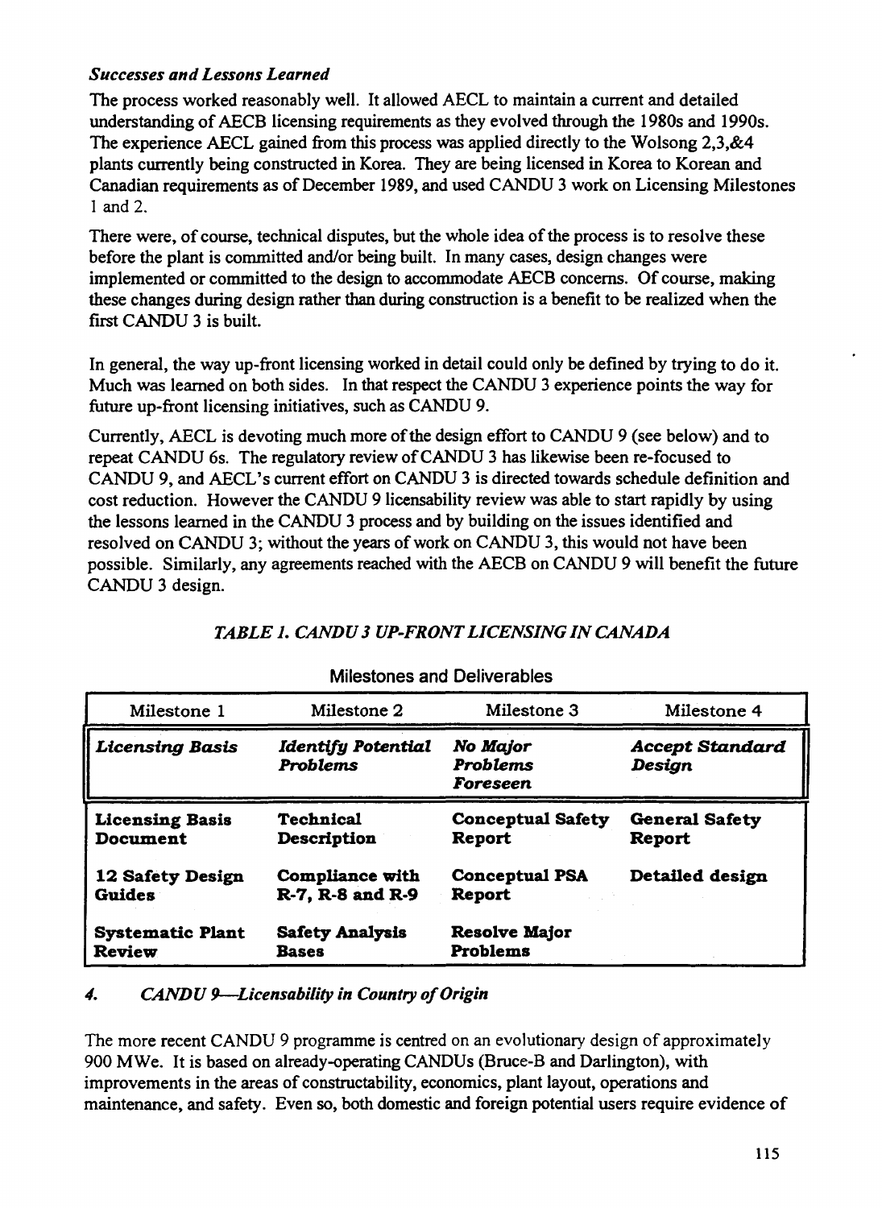### *Successes and Lessons Learned*

The process worked reasonably well. It allowed AECL to maintain a current and detailed understanding of AECB licensing requirements as they evolved through the 1980s and 1990s. The experience AECL gained from this process was applied directly to the Wolsong 2,3,&4 plants currently being constructed in Korea. They are being licensed in Korea to Korean and Canadian requirements as of December 1989, and used CANDU 3 work on Licensing Milestones 1 and 2.

There were, of course, technical disputes, but the whole idea of the process is to resolve these before the plant is committed and/or being built. In many cases, design changes were implemented or committed to the design to accommodate AECB concerns. Of course, making these changes during design rather than during construction is a benefit to be realized when the first CANDU 3 is built.

In general, the way up-front licensing worked in detail could only be defined by trying to do it. Much was learned on both sides. In that respect the CANDU 3 experience points the way for future up-front licensing initiatives, such as CANDU 9.

Currently, AECL is devoting much more of the design effort to CANDU 9 (see below) and to repeat CANDU 6s. The regulatory review of CANDU 3 has likewise been re-focused to CANDU 9, and AECL's current effort on CANDU 3 is directed towards schedule definition and cost reduction. However the CANDU 9 licensability review was able to start rapidly by using the lessons learned in the CANDU 3 process and by building on the issues identified and resolved on CANDU 3; without the years of work on CANDU 3, this would not have been possible. Similarly, any agreements reached with the AECB on CANDU 9 will benefit the future CANDU 3 design.

*TABLE 1. CANDU 3 UP-FRONT LICENSING IN CANADA*

Milestones and Deliverables

| Milestone 1 | Milestone 2 | Milestone 3 | Milestone 4 |
|---|---|---|---|
| ***Licensing Basis*** | ***Identify Potential Problems*** | ***No Major Problems Foreseen*** | ***Accept Standard Design*** |
| **Licensing Basis Document** | **Technical Description** | **Conceptual Safety Report** | **General Safety Report** |
| **12 Safety Design Guides** | **Compliance with R-7, R-8 and R-9** | **Conceptual PSA Report** | **Detailed design** |
| **Systematic Plant Review** | **Safety Analysis Bases** | **Resolve Major Problems** | |

### 4. *CANDU 9—Licensability in Country of Origin*

The more recent CANDU 9 programme is centred on an evolutionary design of approximately 900 MWe. It is based on already-operating CANDUs (Bruce-B and Darlington), with improvements in the areas of constructability, economics, plant layout, operations and maintenance, and safety. Even so, both domestic and foreign potential users require evidence of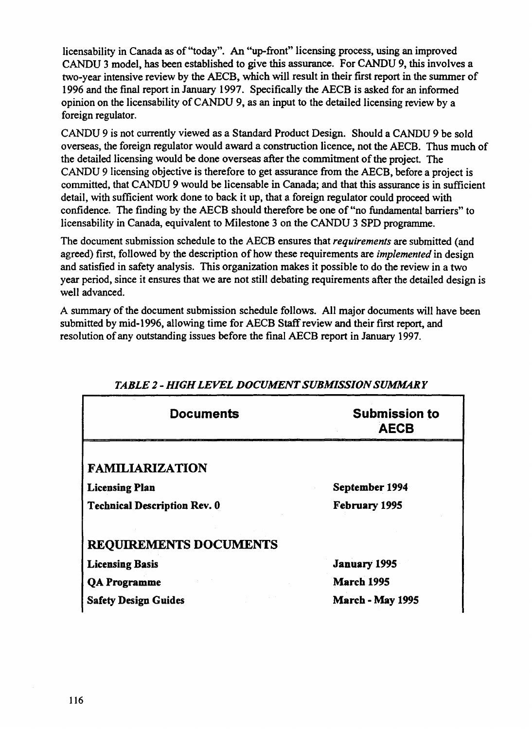licensability in Canada as of "today". An "up-front" licensing process, using an improved CANDU 3 model, has been established to give this assurance. For CANDU 9, this involves a two-year intensive review by the AECB, which will result in their first report in the summer of 1996 and the final report in January 1997. Specifically the AECB is asked for an informed opinion on the licensability of CANDU 9, as an input to the detailed licensing review by a foreign regulator.

CANDU 9 is not currently viewed as a Standard Product Design. Should a CANDU 9 be sold overseas, the foreign regulator would award a construction licence, not the AECB. Thus much of the detailed licensing would be done overseas after the commitment of the project. The CANDU 9 licensing objective is therefore to get assurance from the AECB, before a project is committed, that CANDU 9 would be licensable in Canada; and that this assurance is in sufficient detail, with sufficient work done to back it up, that a foreign regulator could proceed with confidence. The finding by the AECB should therefore be one of "no fundamental barriers" to licensability in Canada, equivalent to Milestone 3 on the CANDU 3 SPD programme.

The document submission schedule to the AECB ensures that *requirements* are submitted (and agreed) first, followed by the description of how these requirements are *implemented* in design and satisfied in safety analysis. This organization makes it possible to do the review in a two year period, since it ensures that we are not still debating requirements after the detailed design is well advanced.

A summary of the document submission schedule follows. All major documents will have been submitted by mid-1996, allowing time for AECB Staff review and their first report, and resolution of any outstanding issues before the final AECB report in January 1997.

*TABLE 2 - HIGH LEVEL DOCUMENT SUBMISSION SUMMARY*

| Documents | Submission to AECB |
|---|---|
| **FAMILIARIZATION** | |
| **Licensing Plan** | **September 1994** |
| **Technical Description Rev. 0** | **February 1995** |
| **REQUIREMENTS DOCUMENTS** | |
| **Licensing Basis** | **January 1995** |
| **QA Programme** | **March 1995** |
| **Safety Design Guides** | **March - May 1995** |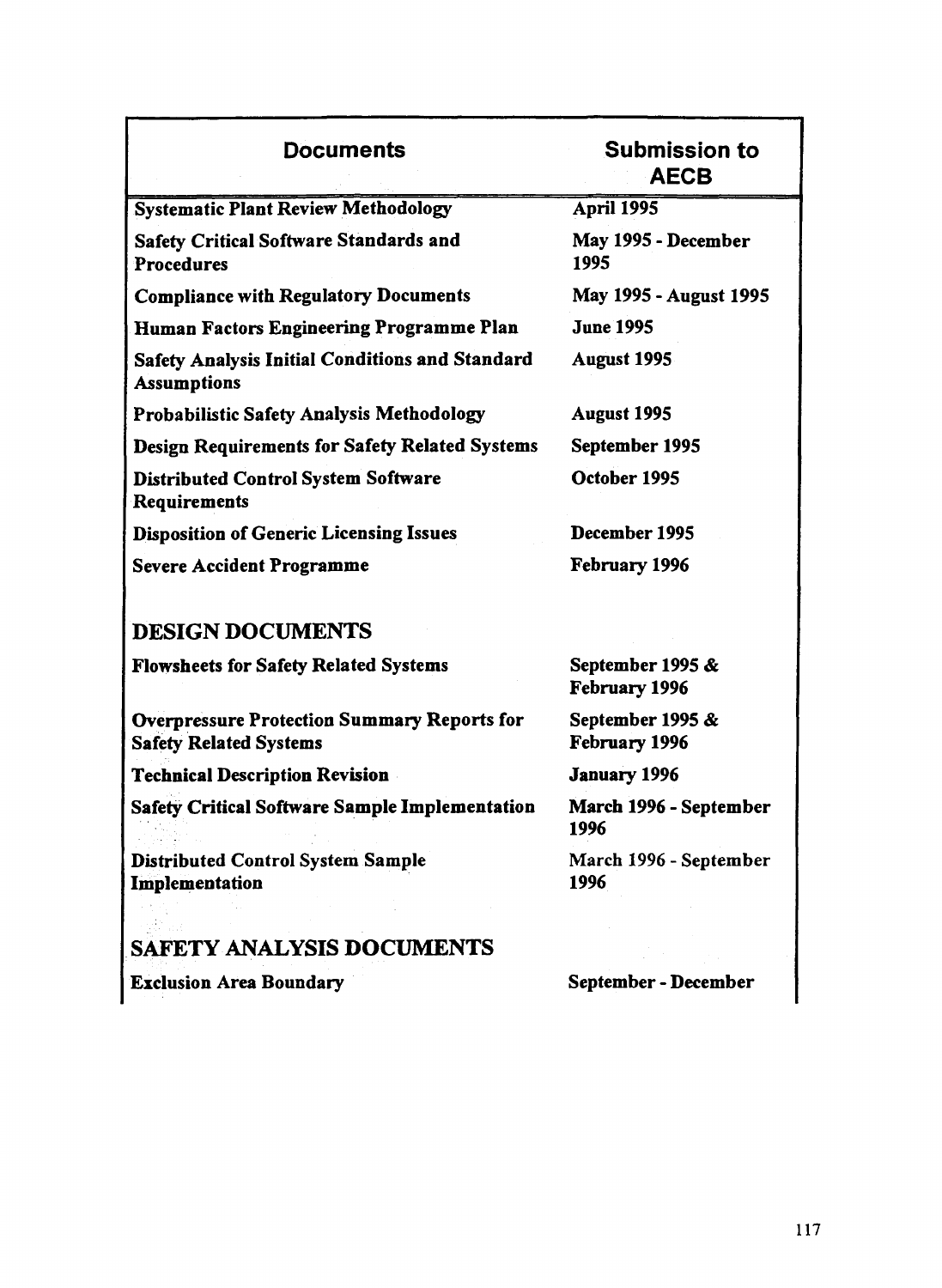| Documents | Submission to AECB |
| --- | --- |
| **Systematic Plant Review Methodology** | **April 1995** |
| **Safety Critical Software Standards and Procedures** | **May 1995 - December 1995** |
| **Compliance with Regulatory Documents** | **May 1995 - August 1995** |
| **Human Factors Engineering Programme Plan** | **June 1995** |
| **Safety Analysis Initial Conditions and Standard Assumptions** | **August 1995** |
| **Probabilistic Safety Analysis Methodology** | **August 1995** |
| **Design Requirements for Safety Related Systems** | **September 1995** |
| **Distributed Control System Software Requirements** | **October 1995** |
| **Disposition of Generic Licensing Issues** | **December 1995** |
| **Severe Accident Programme** | **February 1996** |
| **DESIGN DOCUMENTS** | |
| **Flowsheets for Safety Related Systems** | **September 1995 & February 1996** |
| **Overpressure Protection Summary Reports for Safety Related Systems** | **September 1995 & February 1996** |
| **Technical Description Revision** | **January 1996** |
| **Safety Critical Software Sample Implementation** | **March 1996 - September 1996** |
| **Distributed Control System Sample Implementation** | **March 1996 - September 1996** |
| **SAFETY ANALYSIS DOCUMENTS** | |
| **Exclusion Area Boundary** | **September - December** |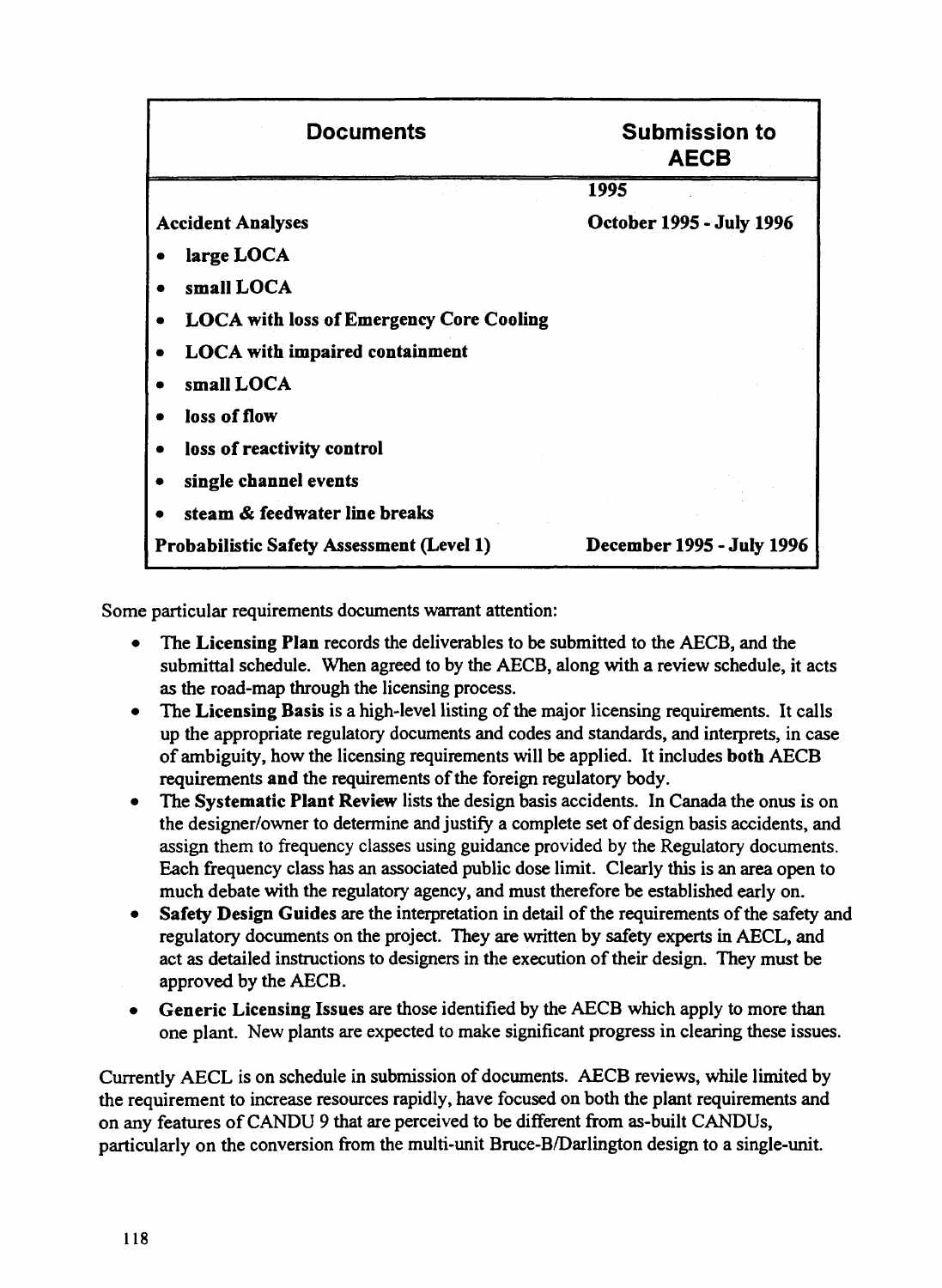| Documents | Submission to AECB |
|---|---|
| | **1995** |
| **Accident Analyses** | **October 1995 - July 1996** |
| • **large LOCA** | |
| • **small LOCA** | |
| • **LOCA with loss of Emergency Core Cooling** | |
| • **LOCA with impaired containment** | |
| • **small LOCA** | |
| • **loss of flow** | |
| • **loss of reactivity control** | |
| • **single channel events** | |
| • **steam & feedwater line breaks** | |
| **Probabilistic Safety Assessment (Level 1)** | **December 1995 - July 1996** |

Some particular requirements documents warrant attention:

- The **Licensing Plan** records the deliverables to be submitted to the AECB, and the submittal schedule. When agreed to by the AECB, along with a review schedule, it acts as the road-map through the licensing process.
- The **Licensing Basis** is a high-level listing of the major licensing requirements. It calls up the appropriate regulatory documents and codes and standards, and interprets, in case of ambiguity, how the licensing requirements will be applied. It includes **both** AECB requirements **and** the requirements of the foreign regulatory body.
- The **Systematic Plant Review** lists the design basis accidents. In Canada the onus is on the designer/owner to determine and justify a complete set of design basis accidents, and assign them to frequency classes using guidance provided by the Regulatory documents. Each frequency class has an associated public dose limit. Clearly this is an area open to much debate with the regulatory agency, and must therefore be established early on.
- **Safety Design Guides** are the interpretation in detail of the requirements of the safety and regulatory documents on the project. They are written by safety experts in AECL, and act as detailed instructions to designers in the execution of their design. They must be approved by the AECB.
- **Generic Licensing Issues** are those identified by the AECB which apply to more than one plant. New plants are expected to make significant progress in clearing these issues.

Currently AECL is on schedule in submission of documents. AECB reviews, while limited by the requirement to increase resources rapidly, have focused on both the plant requirements and on any features of CANDU 9 that are perceived to be different from as-built CANDUs, particularly on the conversion from the multi-unit Bruce-B/Darlington design to a single-unit.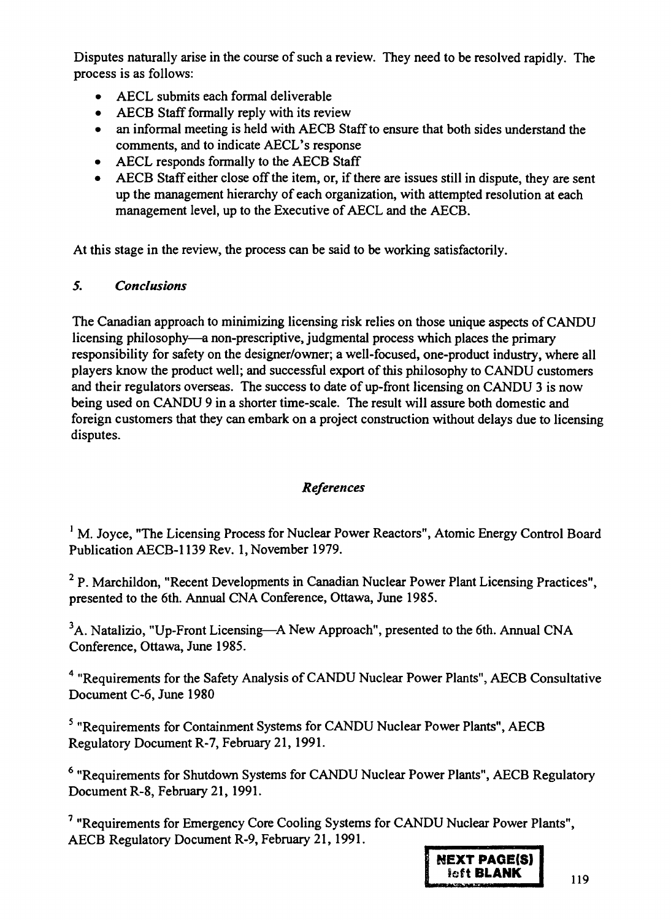Disputes naturally arise in the course of such a review. They need to be resolved rapidly. The process is as follows:

- AECL submits each formal deliverable
- AECB Staff formally reply with its review
- an informal meeting is held with AECB Staff to ensure that both sides understand the comments, and to indicate AECL's response
- AECL responds formally to the AECB Staff
- AECB Staff either close off the item, or, if there are issues still in dispute, they are sent up the management hierarchy of each organization, with attempted resolution at each management level, up to the Executive of AECL and the AECB.

At this stage in the review, the process can be said to be working satisfactorily.

## *5. Conclusions*

The Canadian approach to minimizing licensing risk relies on those unique aspects of CANDU licensing philosophy—a non-prescriptive, judgmental process which places the primary responsibility for safety on the designer/owner; a well-focused, one-product industry, where all players know the product well; and successful export of this philosophy to CANDU customers and their regulators overseas. The success to date of up-front licensing on CANDU 3 is now being used on CANDU 9 in a shorter time-scale. The result will assure both domestic and foreign customers that they can embark on a project construction without delays due to licensing disputes.

## *References*

[1] M. Joyce, "The Licensing Process for Nuclear Power Reactors", Atomic Energy Control Board Publication AECB-1139 Rev. 1, November 1979.

[2] P. Marchildon, "Recent Developments in Canadian Nuclear Power Plant Licensing Practices", presented to the 6th. Annual CNA Conference, Ottawa, June 1985.

[3] A. Natalizio, "Up-Front Licensing—A New Approach", presented to the 6th. Annual CNA Conference, Ottawa, June 1985.

[4] "Requirements for the Safety Analysis of CANDU Nuclear Power Plants", AECB Consultative Document C-6, June 1980

[5] "Requirements for Containment Systems for CANDU Nuclear Power Plants", AECB Regulatory Document R-7, February 21, 1991.

[6] "Requirements for Shutdown Systems for CANDU Nuclear Power Plants", AECB Regulatory Document R-8, February 21, 1991.

[7] "Requirements for Emergency Core Cooling Systems for CANDU Nuclear Power Plants", AECB Regulatory Document R-9, February 21, 1991.

NEXT PAGE(S) left BLANK